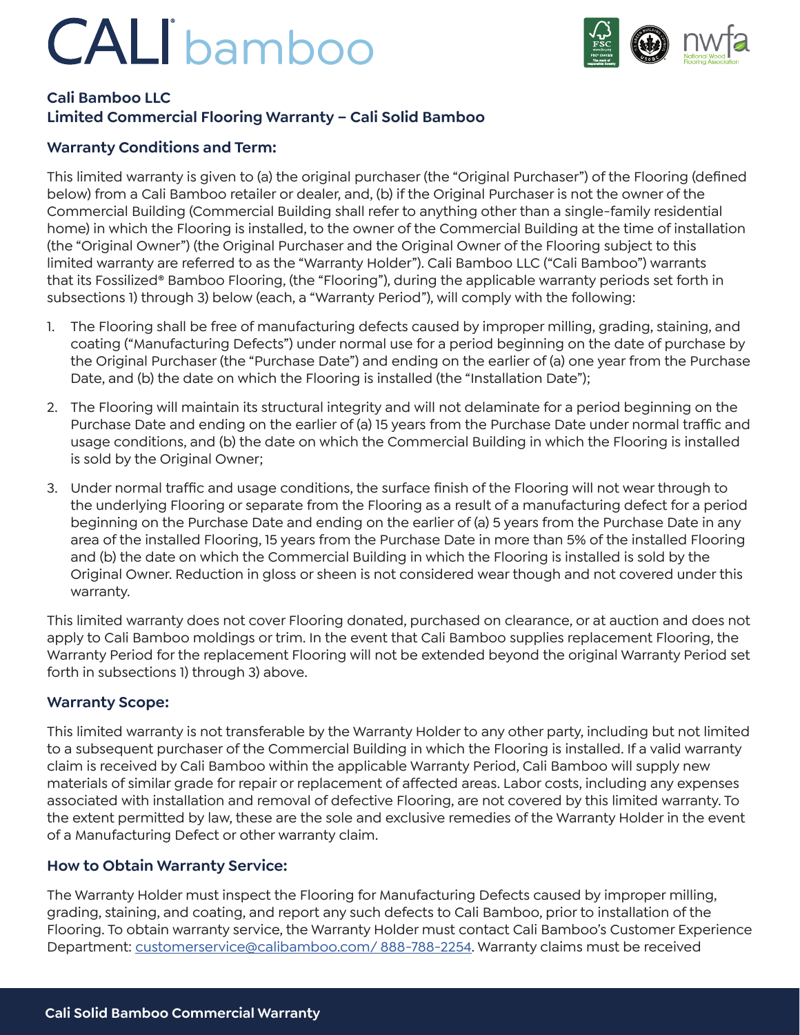# CALI bamboo

**Cali Bamboo LLC**
**Limited Commercial Flooring Warranty – Cali Solid Bamboo**

## Warranty Conditions and Term:

This limited warranty is given to (a) the original purchaser (the "Original Purchaser") of the Flooring (defined below) from a Cali Bamboo retailer or dealer, and, (b) if the Original Purchaser is not the owner of the Commercial Building (Commercial Building shall refer to anything other than a single-family residential home) in which the Flooring is installed, to the owner of the Commercial Building at the time of installation (the "Original Owner") (the Original Purchaser and the Original Owner of the Flooring subject to this limited warranty are referred to as the "Warranty Holder"). Cali Bamboo LLC ("Cali Bamboo") warrants that its Fossilized® Bamboo Flooring, (the "Flooring"), during the applicable warranty periods set forth in subsections 1) through 3) below (each, a "Warranty Period"), will comply with the following:

1. The Flooring shall be free of manufacturing defects caused by improper milling, grading, staining, and coating ("Manufacturing Defects") under normal use for a period beginning on the date of purchase by the Original Purchaser (the "Purchase Date") and ending on the earlier of (a) one year from the Purchase Date, and (b) the date on which the Flooring is installed (the "Installation Date");
2. The Flooring will maintain its structural integrity and will not delaminate for a period beginning on the Purchase Date and ending on the earlier of (a) 15 years from the Purchase Date under normal traffic and usage conditions, and (b) the date on which the Commercial Building in which the Flooring is installed is sold by the Original Owner;
3. Under normal traffic and usage conditions, the surface finish of the Flooring will not wear through to the underlying Flooring or separate from the Flooring as a result of a manufacturing defect for a period beginning on the Purchase Date and ending on the earlier of (a) 5 years from the Purchase Date in any area of the installed Flooring, 15 years from the Purchase Date in more than 5% of the installed Flooring and (b) the date on which the Commercial Building in which the Flooring is installed is sold by the Original Owner. Reduction in gloss or sheen is not considered wear though and not covered under this warranty.

This limited warranty does not cover Flooring donated, purchased on clearance, or at auction and does not apply to Cali Bamboo moldings or trim. In the event that Cali Bamboo supplies replacement Flooring, the Warranty Period for the replacement Flooring will not be extended beyond the original Warranty Period set forth in subsections 1) through 3) above.

## Warranty Scope:

This limited warranty is not transferable by the Warranty Holder to any other party, including but not limited to a subsequent purchaser of the Commercial Building in which the Flooring is installed. If a valid warranty claim is received by Cali Bamboo within the applicable Warranty Period, Cali Bamboo will supply new materials of similar grade for repair or replacement of affected areas. Labor costs, including any expenses associated with installation and removal of defective Flooring, are not covered by this limited warranty. To the extent permitted by law, these are the sole and exclusive remedies of the Warranty Holder in the event of a Manufacturing Defect or other warranty claim.

## How to Obtain Warranty Service:

The Warranty Holder must inspect the Flooring for Manufacturing Defects caused by improper milling, grading, staining, and coating, and report any such defects to Cali Bamboo, prior to installation of the Flooring. To obtain warranty service, the Warranty Holder must contact Cali Bamboo's Customer Experience Department: customerservice@calibamboo.com/ 888-788-2254. Warranty claims must be received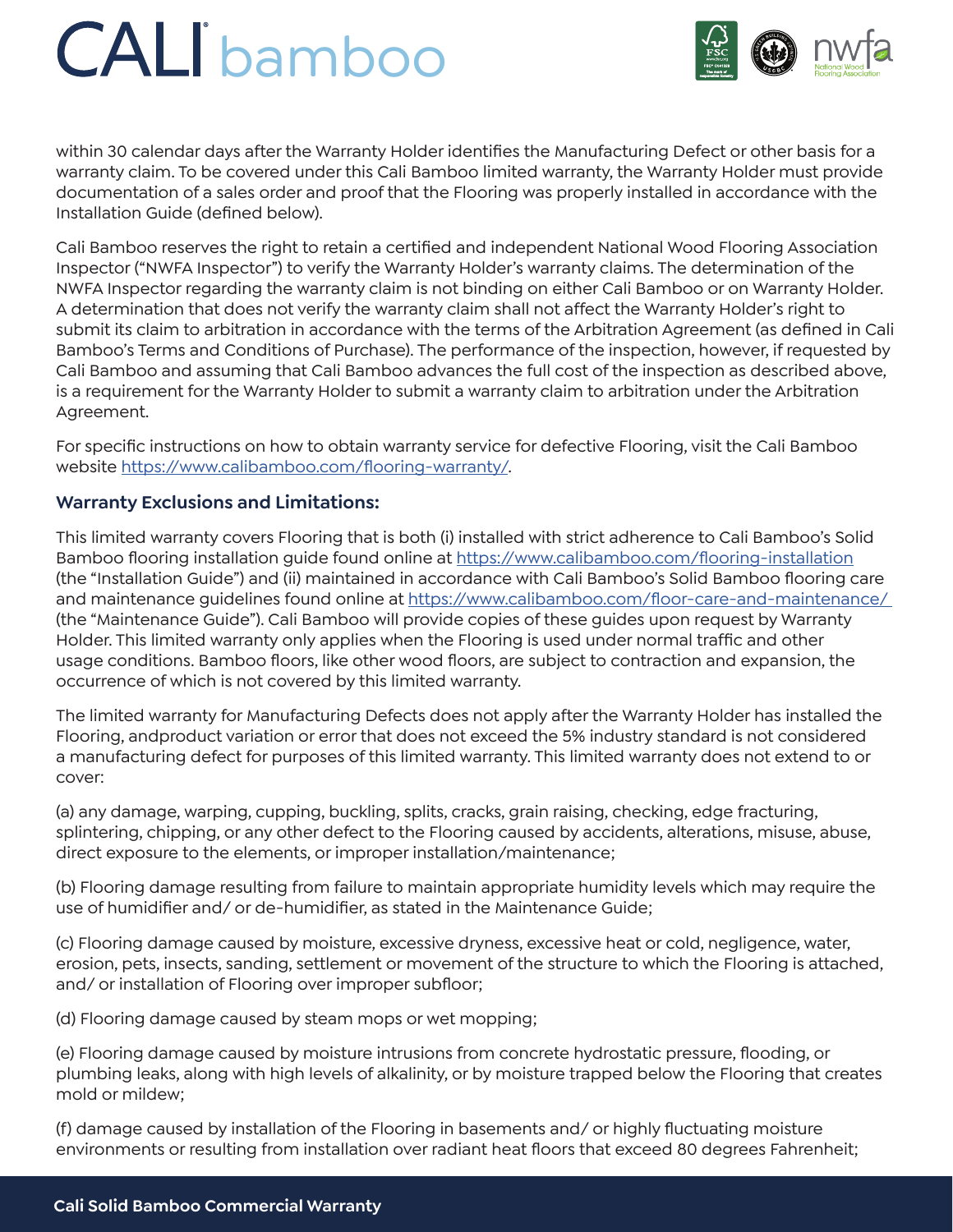within 30 calendar days after the Warranty Holder identifies the Manufacturing Defect or other basis for a warranty claim. To be covered under this Cali Bamboo limited warranty, the Warranty Holder must provide documentation of a sales order and proof that the Flooring was properly installed in accordance with the Installation Guide (defined below).

Cali Bamboo reserves the right to retain a certified and independent National Wood Flooring Association Inspector ("NWFA Inspector") to verify the Warranty Holder's warranty claims. The determination of the NWFA Inspector regarding the warranty claim is not binding on either Cali Bamboo or on Warranty Holder. A determination that does not verify the warranty claim shall not affect the Warranty Holder's right to submit its claim to arbitration in accordance with the terms of the Arbitration Agreement (as defined in Cali Bamboo's Terms and Conditions of Purchase). The performance of the inspection, however, if requested by Cali Bamboo and assuming that Cali Bamboo advances the full cost of the inspection as described above, is a requirement for the Warranty Holder to submit a warranty claim to arbitration under the Arbitration Agreement.

For specific instructions on how to obtain warranty service for defective Flooring, visit the Cali Bamboo website [https://www.calibamboo.com/flooring-warranty/](https://www.calibamboo.com/flooring-warranty/).

### Warranty Exclusions and Limitations:

This limited warranty covers Flooring that is both (i) installed with strict adherence to Cali Bamboo's Solid Bamboo flooring installation guide found online at [https://www.calibamboo.com/flooring-installation](https://www.calibamboo.com/flooring-installation) (the "Installation Guide") and (ii) maintained in accordance with Cali Bamboo's Solid Bamboo flooring care and maintenance guidelines found online at [https://www.calibamboo.com/floor-care-and-maintenance/](https://www.calibamboo.com/floor-care-and-maintenance/) (the "Maintenance Guide"). Cali Bamboo will provide copies of these guides upon request by Warranty Holder. This limited warranty only applies when the Flooring is used under normal traffic and other usage conditions. Bamboo floors, like other wood floors, are subject to contraction and expansion, the occurrence of which is not covered by this limited warranty.

The limited warranty for Manufacturing Defects does not apply after the Warranty Holder has installed the Flooring, andproduct variation or error that does not exceed the 5% industry standard is not considered a manufacturing defect for purposes of this limited warranty. This limited warranty does not extend to or cover:

(a) any damage, warping, cupping, buckling, splits, cracks, grain raising, checking, edge fracturing, splintering, chipping, or any other defect to the Flooring caused by accidents, alterations, misuse, abuse, direct exposure to the elements, or improper installation/maintenance;

(b) Flooring damage resulting from failure to maintain appropriate humidity levels which may require the use of humidifier and/ or de-humidifier, as stated in the Maintenance Guide;

(c) Flooring damage caused by moisture, excessive dryness, excessive heat or cold, negligence, water, erosion, pets, insects, sanding, settlement or movement of the structure to which the Flooring is attached, and/ or installation of Flooring over improper subfloor;

(d) Flooring damage caused by steam mops or wet mopping;

(e) Flooring damage caused by moisture intrusions from concrete hydrostatic pressure, flooding, or plumbing leaks, along with high levels of alkalinity, or by moisture trapped below the Flooring that creates mold or mildew;

(f) damage caused by installation of the Flooring in basements and/ or highly fluctuating moisture environments or resulting from installation over radiant heat floors that exceed 80 degrees Fahrenheit;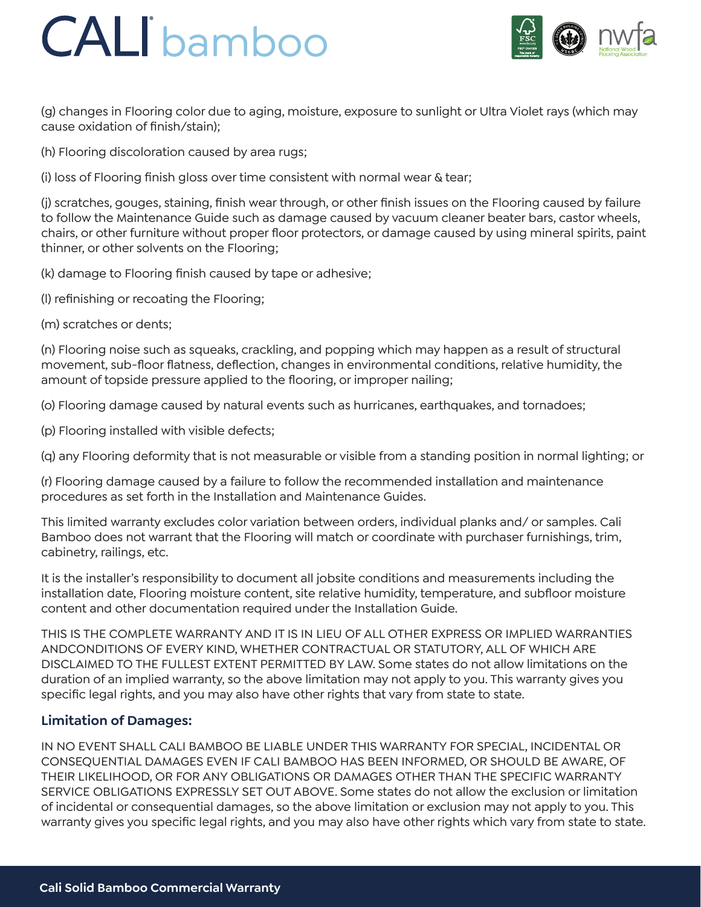(g) changes in Flooring color due to aging, moisture, exposure to sunlight or Ultra Violet rays (which may cause oxidation of finish/stain);

(h) Flooring discoloration caused by area rugs;

(i) loss of Flooring finish gloss over time consistent with normal wear & tear;

(j) scratches, gouges, staining, finish wear through, or other finish issues on the Flooring caused by failure to follow the Maintenance Guide such as damage caused by vacuum cleaner beater bars, castor wheels, chairs, or other furniture without proper floor protectors, or damage caused by using mineral spirits, paint thinner, or other solvents on the Flooring;

(k) damage to Flooring finish caused by tape or adhesive;

(l) refinishing or recoating the Flooring;

(m) scratches or dents;

(n) Flooring noise such as squeaks, crackling, and popping which may happen as a result of structural movement, sub-floor flatness, deflection, changes in environmental conditions, relative humidity, the amount of topside pressure applied to the flooring, or improper nailing;

(o) Flooring damage caused by natural events such as hurricanes, earthquakes, and tornadoes;

(p) Flooring installed with visible defects;

(q) any Flooring deformity that is not measurable or visible from a standing position in normal lighting; or

(r) Flooring damage caused by a failure to follow the recommended installation and maintenance procedures as set forth in the Installation and Maintenance Guides.

This limited warranty excludes color variation between orders, individual planks and/ or samples. Cali Bamboo does not warrant that the Flooring will match or coordinate with purchaser furnishings, trim, cabinetry, railings, etc.

It is the installer's responsibility to document all jobsite conditions and measurements including the installation date, Flooring moisture content, site relative humidity, temperature, and subfloor moisture content and other documentation required under the Installation Guide.

THIS IS THE COMPLETE WARRANTY AND IT IS IN LIEU OF ALL OTHER EXPRESS OR IMPLIED WARRANTIES ANDCONDITIONS OF EVERY KIND, WHETHER CONTRACTUAL OR STATUTORY, ALL OF WHICH ARE DISCLAIMED TO THE FULLEST EXTENT PERMITTED BY LAW. Some states do not allow limitations on the duration of an implied warranty, so the above limitation may not apply to you. This warranty gives you specific legal rights, and you may also have other rights that vary from state to state.

### Limitation of Damages:

IN NO EVENT SHALL CALI BAMBOO BE LIABLE UNDER THIS WARRANTY FOR SPECIAL, INCIDENTAL OR CONSEQUENTIAL DAMAGES EVEN IF CALI BAMBOO HAS BEEN INFORMED, OR SHOULD BE AWARE, OF THEIR LIKELIHOOD, OR FOR ANY OBLIGATIONS OR DAMAGES OTHER THAN THE SPECIFIC WARRANTY SERVICE OBLIGATIONS EXPRESSLY SET OUT ABOVE. Some states do not allow the exclusion or limitation of incidental or consequential damages, so the above limitation or exclusion may not apply to you. This warranty gives you specific legal rights, and you may also have other rights which vary from state to state.